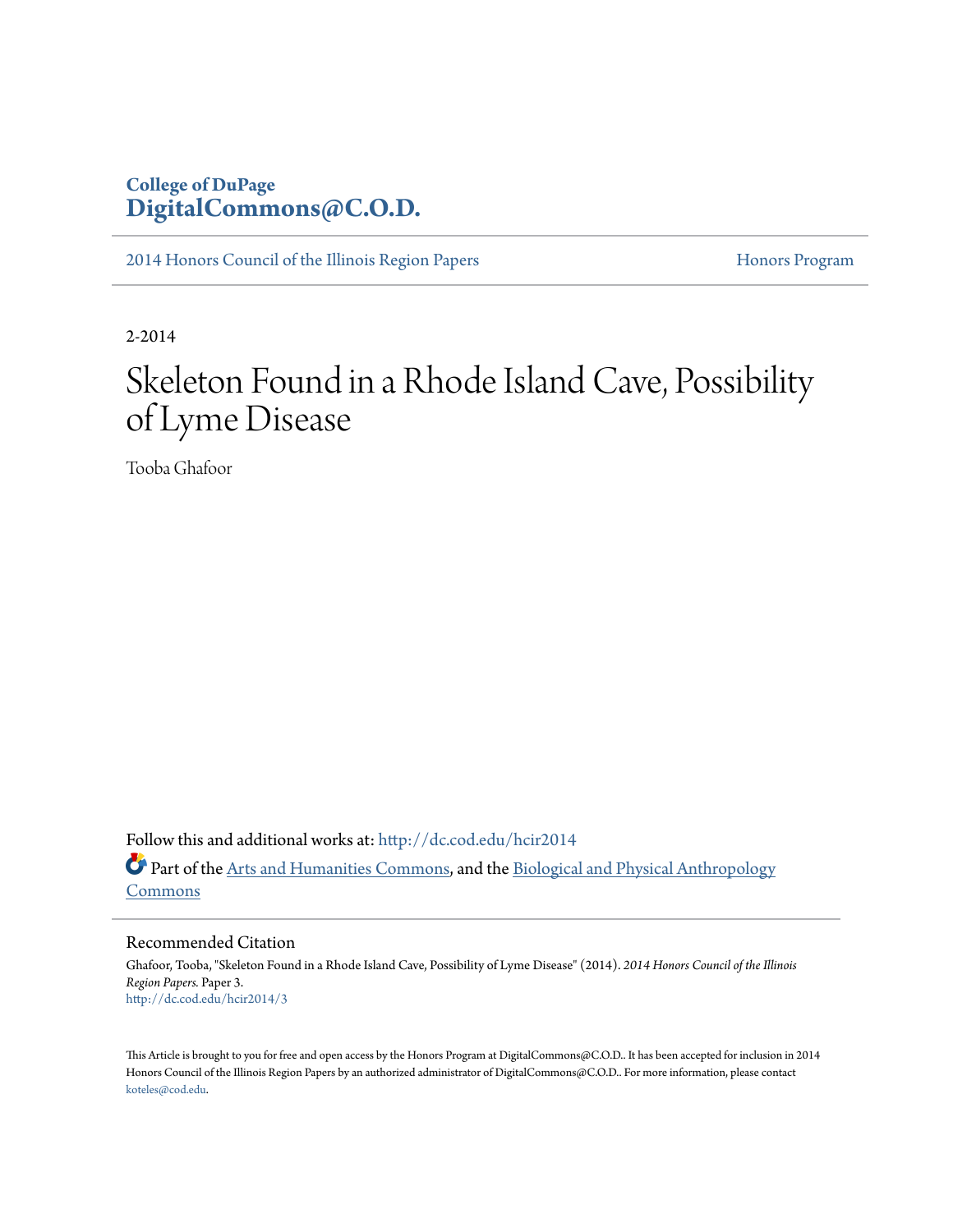College of DuPage
**DigitalCommons@C.O.D.**

2014 Honors Council of the Illinois Region Papers | Honors Program

2-2014

# Skeleton Found in a Rhode Island Cave, Possibility of Lyme Disease

Tooba Ghafoor

Follow this and additional works at: http://dc.cod.edu/hcir2014

Part of the Arts and Humanities Commons, and the Biological and Physical Anthropology Commons

## Recommended Citation

Ghafoor, Tooba, "Skeleton Found in a Rhode Island Cave, Possibility of Lyme Disease" (2014). *2014 Honors Council of the Illinois Region Papers.* Paper 3.
http://dc.cod.edu/hcir2014/3

This Article is brought to you for free and open access by the Honors Program at DigitalCommons@C.O.D.. It has been accepted for inclusion in 2014 Honors Council of the Illinois Region Papers by an authorized administrator of DigitalCommons@C.O.D.. For more information, please contact koteles@cod.edu.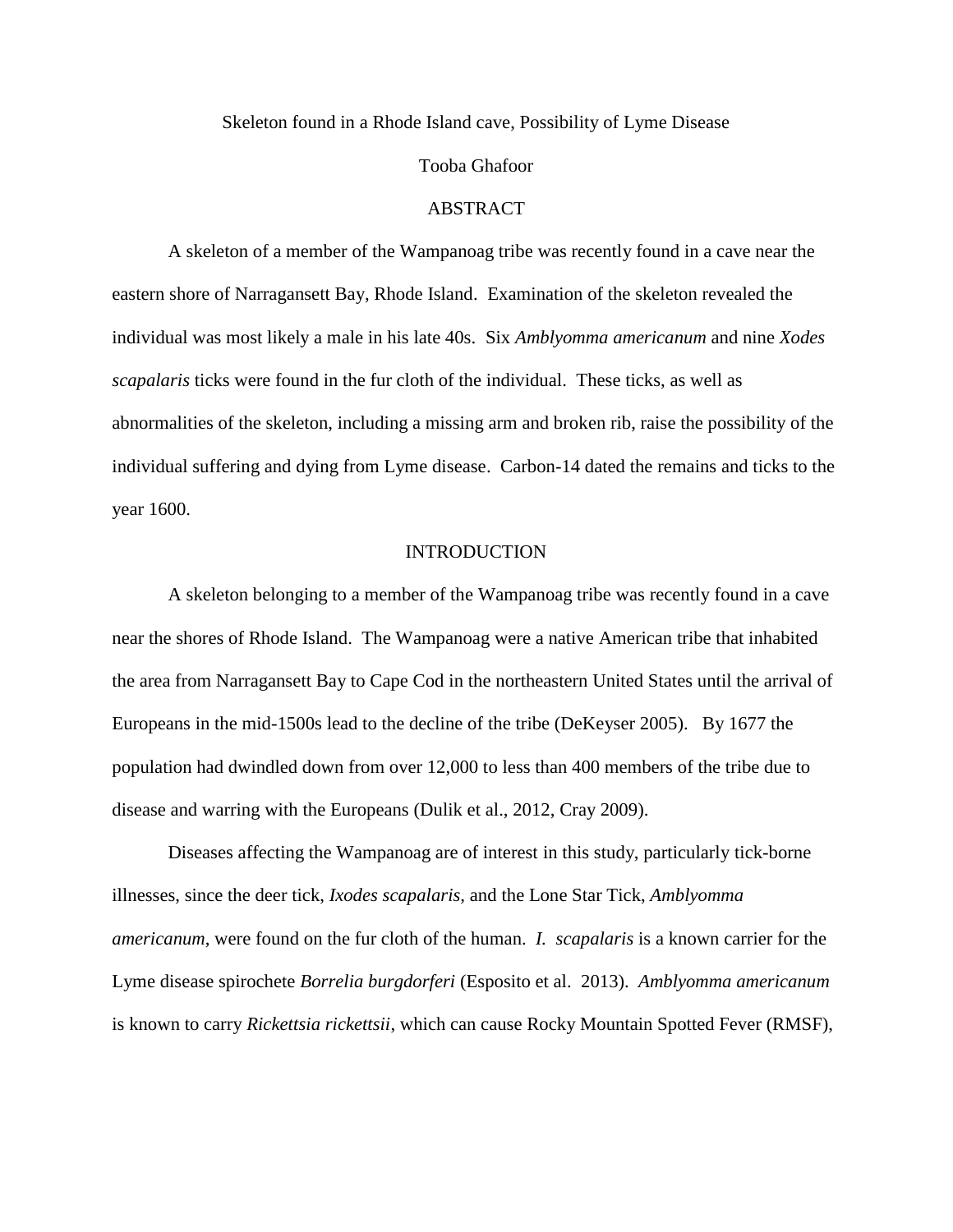Skeleton found in a Rhode Island cave, Possibility of Lyme Disease

Tooba Ghafoor

## ABSTRACT

A skeleton of a member of the Wampanoag tribe was recently found in a cave near the eastern shore of Narragansett Bay, Rhode Island. Examination of the skeleton revealed the individual was most likely a male in his late 40s. Six *Amblyomma americanum* and nine *Xodes scapalaris* ticks were found in the fur cloth of the individual. These ticks, as well as abnormalities of the skeleton, including a missing arm and broken rib, raise the possibility of the individual suffering and dying from Lyme disease. Carbon-14 dated the remains and ticks to the year 1600.

## INTRODUCTION

A skeleton belonging to a member of the Wampanoag tribe was recently found in a cave near the shores of Rhode Island. The Wampanoag were a native American tribe that inhabited the area from Narragansett Bay to Cape Cod in the northeastern United States until the arrival of Europeans in the mid-1500s lead to the decline of the tribe (DeKeyser 2005). By 1677 the population had dwindled down from over 12,000 to less than 400 members of the tribe due to disease and warring with the Europeans (Dulik et al., 2012, Cray 2009).

Diseases affecting the Wampanoag are of interest in this study, particularly tick-borne illnesses, since the deer tick, *Ixodes scapalaris,* and the Lone Star Tick, *Amblyomma americanum*, were found on the fur cloth of the human. *I. scapalaris* is a known carrier for the Lyme disease spirochete *Borrelia burgdorferi* (Esposito et al. 2013). *Amblyomma americanum* is known to carry *Rickettsia rickettsii*, which can cause Rocky Mountain Spotted Fever (RMSF),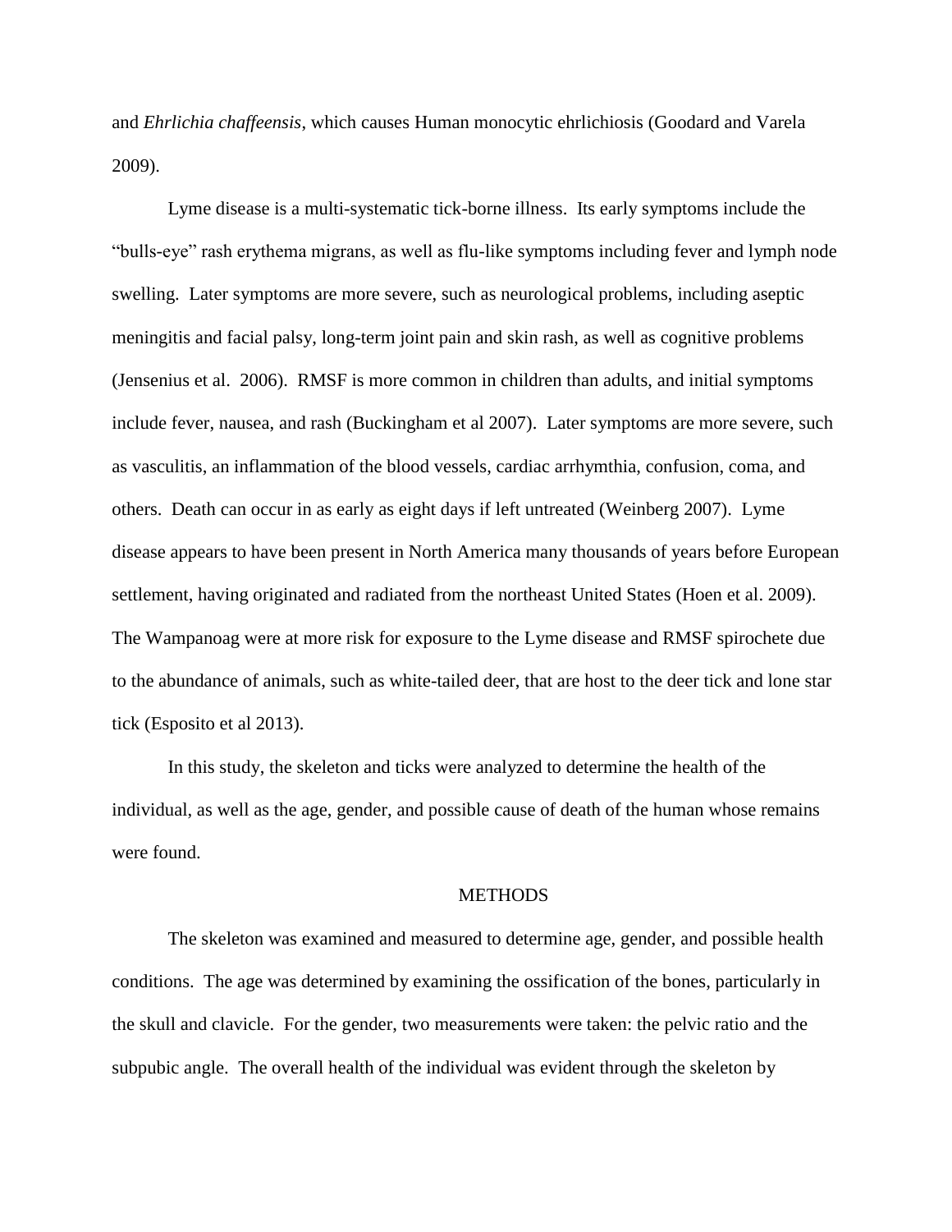and *Ehrlichia chaffeensis*, which causes Human monocytic ehrlichiosis (Goodard and Varela 2009).

Lyme disease is a multi-systematic tick-borne illness. Its early symptoms include the "bulls-eye" rash erythema migrans, as well as flu-like symptoms including fever and lymph node swelling. Later symptoms are more severe, such as neurological problems, including aseptic meningitis and facial palsy, long-term joint pain and skin rash, as well as cognitive problems (Jensenius et al. 2006). RMSF is more common in children than adults, and initial symptoms include fever, nausea, and rash (Buckingham et al 2007). Later symptoms are more severe, such as vasculitis, an inflammation of the blood vessels, cardiac arrhymthia, confusion, coma, and others. Death can occur in as early as eight days if left untreated (Weinberg 2007). Lyme disease appears to have been present in North America many thousands of years before European settlement, having originated and radiated from the northeast United States (Hoen et al. 2009). The Wampanoag were at more risk for exposure to the Lyme disease and RMSF spirochete due to the abundance of animals, such as white-tailed deer, that are host to the deer tick and lone star tick (Esposito et al 2013).

In this study, the skeleton and ticks were analyzed to determine the health of the individual, as well as the age, gender, and possible cause of death of the human whose remains were found.

## METHODS

The skeleton was examined and measured to determine age, gender, and possible health conditions. The age was determined by examining the ossification of the bones, particularly in the skull and clavicle. For the gender, two measurements were taken: the pelvic ratio and the subpubic angle. The overall health of the individual was evident through the skeleton by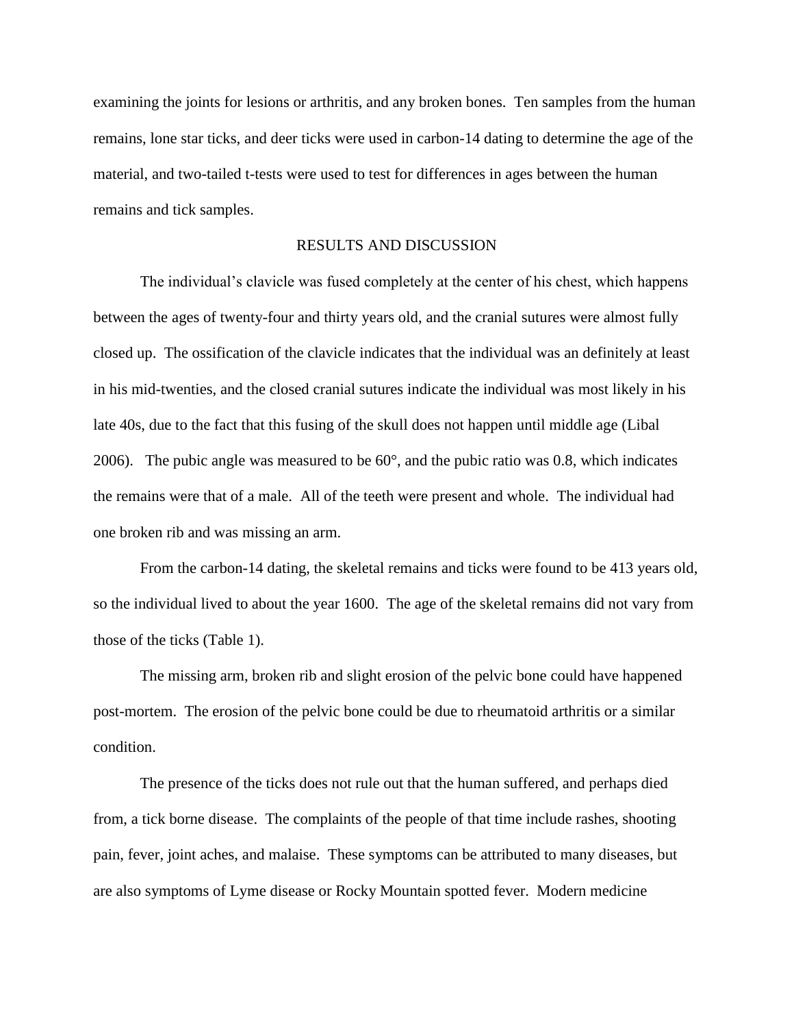examining the joints for lesions or arthritis, and any broken bones. Ten samples from the human remains, lone star ticks, and deer ticks were used in carbon-14 dating to determine the age of the material, and two-tailed t-tests were used to test for differences in ages between the human remains and tick samples.

## RESULTS AND DISCUSSION

The individual's clavicle was fused completely at the center of his chest, which happens between the ages of twenty-four and thirty years old, and the cranial sutures were almost fully closed up. The ossification of the clavicle indicates that the individual was an definitely at least in his mid-twenties, and the closed cranial sutures indicate the individual was most likely in his late 40s, due to the fact that this fusing of the skull does not happen until middle age (Libal 2006). The pubic angle was measured to be 60°, and the pubic ratio was 0.8, which indicates the remains were that of a male. All of the teeth were present and whole. The individual had one broken rib and was missing an arm.

From the carbon-14 dating, the skeletal remains and ticks were found to be 413 years old, so the individual lived to about the year 1600. The age of the skeletal remains did not vary from those of the ticks (Table 1).

The missing arm, broken rib and slight erosion of the pelvic bone could have happened post-mortem. The erosion of the pelvic bone could be due to rheumatoid arthritis or a similar condition.

The presence of the ticks does not rule out that the human suffered, and perhaps died from, a tick borne disease. The complaints of the people of that time include rashes, shooting pain, fever, joint aches, and malaise. These symptoms can be attributed to many diseases, but are also symptoms of Lyme disease or Rocky Mountain spotted fever. Modern medicine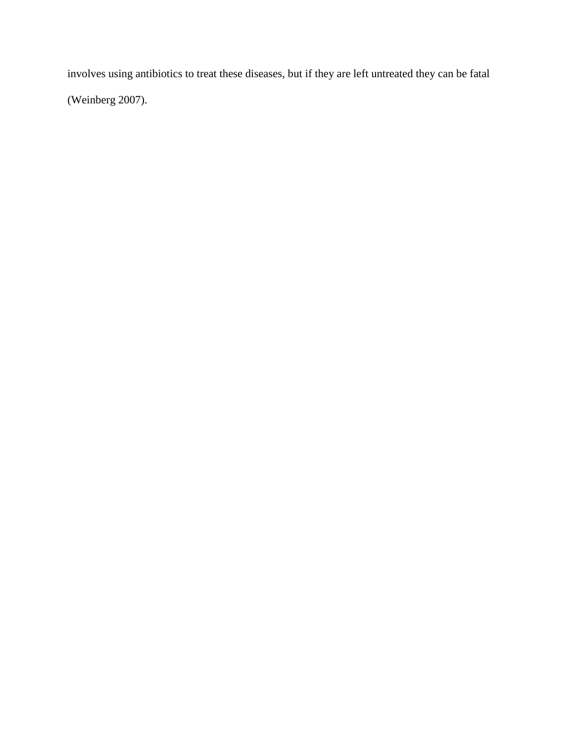involves using antibiotics to treat these diseases, but if they are left untreated they can be fatal (Weinberg 2007).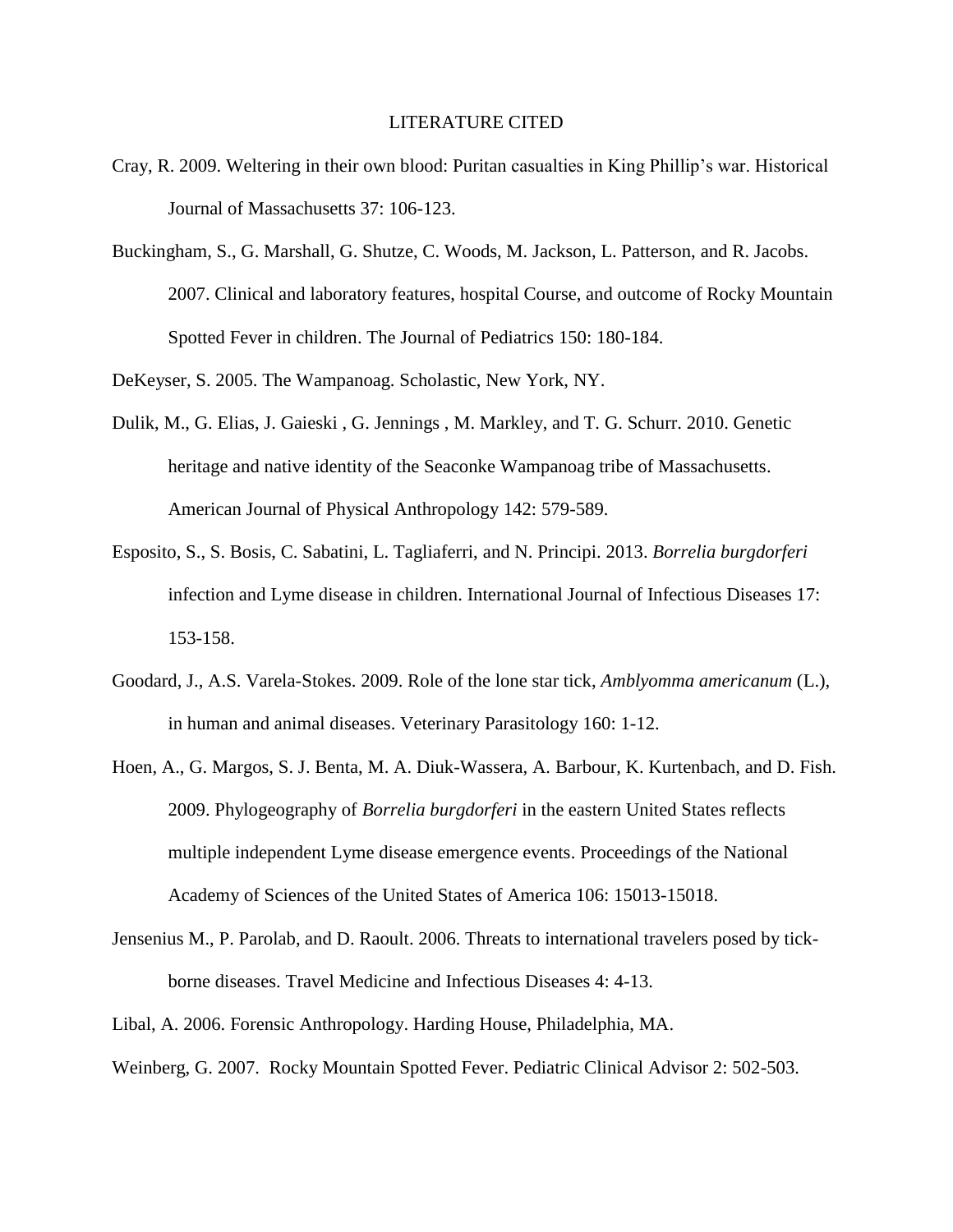# LITERATURE CITED

Cray, R. 2009. Weltering in their own blood: Puritan casualties in King Phillip's war. Historical Journal of Massachusetts 37: 106-123.

Buckingham, S., G. Marshall, G. Shutze, C. Woods, M. Jackson, L. Patterson, and R. Jacobs. 2007. Clinical and laboratory features, hospital Course, and outcome of Rocky Mountain Spotted Fever in children. The Journal of Pediatrics 150: 180-184.

DeKeyser, S. 2005. The Wampanoag. Scholastic, New York, NY.

Dulik, M., G. Elias, J. Gaieski , G. Jennings , M. Markley, and T. G. Schurr. 2010. Genetic heritage and native identity of the Seaconke Wampanoag tribe of Massachusetts. American Journal of Physical Anthropology 142: 579-589.

Esposito, S., S. Bosis, C. Sabatini, L. Tagliaferri, and N. Principi. 2013. *Borrelia burgdorferi* infection and Lyme disease in children. International Journal of Infectious Diseases 17: 153-158.

Goodard, J., A.S. Varela-Stokes. 2009. Role of the lone star tick, *Amblyomma americanum* (L.), in human and animal diseases. Veterinary Parasitology 160: 1-12.

Hoen, A., G. Margos, S. J. Benta, M. A. Diuk-Wassera, A. Barbour, K. Kurtenbach, and D. Fish. 2009. Phylogeography of *Borrelia burgdorferi* in the eastern United States reflects multiple independent Lyme disease emergence events. Proceedings of the National Academy of Sciences of the United States of America 106: 15013-15018.

Jensenius M., P. Parolab, and D. Raoult. 2006. Threats to international travelers posed by tick-borne diseases. Travel Medicine and Infectious Diseases 4: 4-13.

Libal, A. 2006. Forensic Anthropology. Harding House, Philadelphia, MA.

Weinberg, G. 2007. Rocky Mountain Spotted Fever. Pediatric Clinical Advisor 2: 502-503.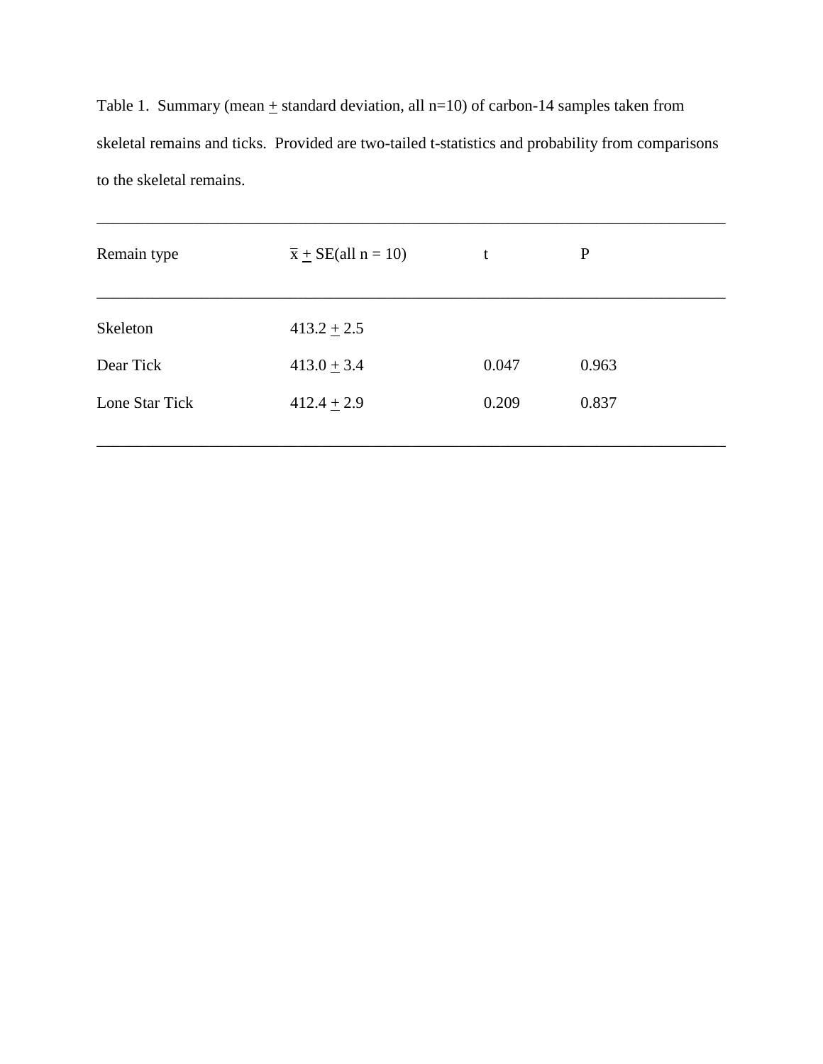Table 1. Summary (mean $\pm$ standard deviation, all n=10) of carbon-14 samples taken from skeletal remains and ticks. Provided are two-tailed t-statistics and probability from comparisons to the skeletal remains.

| Remain type | $\bar{x} \pm$ SE(all n = 10) | t | P |
|---|---|---|---|
| Skeleton | 413.2 $\pm$ 2.5 | | |
| Dear Tick | 413.0 $\pm$ 3.4 | 0.047 | 0.963 |
| Lone Star Tick | 412.4 $\pm$ 2.9 | 0.209 | 0.837 |